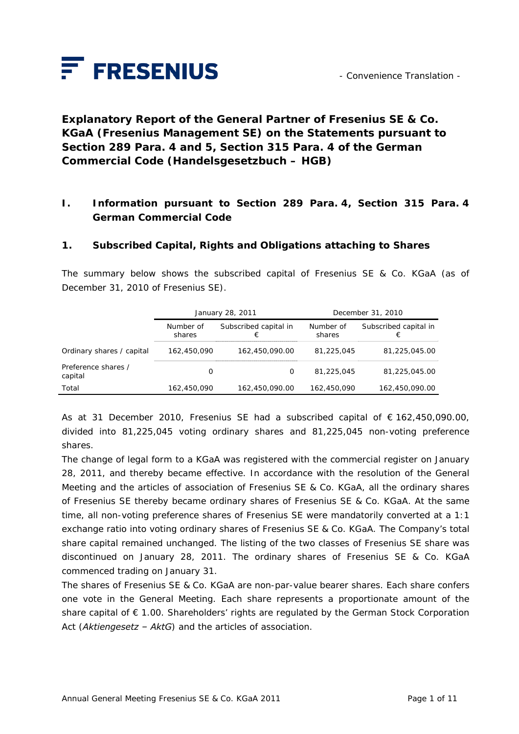FRESENIUS

- Convenience Translation -

# Explanatory Report of the General Partner of Fresenius SE & Co. KGaA (Fresenius Management SE) on the Statements pursuant to Section 289 Para. 4 and 5, Section 315 Para. 4 of the German Commercial Code (Handelsgesetzbuch – HGB)

## I. Information pursuant to Section 289 Para. 4, Section 315 Para. 4 German Commercial Code

### 1. Subscribed Capital, Rights and Obligations attaching to Shares

The summary below shows the subscribed capital of Fresenius SE & Co. KGaA (as of December 31, 2010 of Fresenius SE).

| | January 28, 2011 | | December 31, 2010 | |
|---|---|---|---|---|
| | Number of shares | Subscribed capital in € | Number of shares | Subscribed capital in € |
| Ordinary shares / capital | 162,450,090 | 162,450,090.00 | 81,225,045 | 81,225,045.00 |
| Preference shares / capital | 0 | 0 | 81,225,045 | 81,225,045.00 |
| Total | 162,450,090 | 162,450,090.00 | 162,450,090 | 162,450,090.00 |

As at 31 December 2010, Fresenius SE had a subscribed capital of € 162,450,090.00, divided into 81,225,045 voting ordinary shares and 81,225,045 non-voting preference shares.

The change of legal form to a KGaA was registered with the commercial register on January 28, 2011, and thereby became effective. In accordance with the resolution of the General Meeting and the articles of association of Fresenius SE & Co. KGaA, all the ordinary shares of Fresenius SE thereby became ordinary shares of Fresenius SE & Co. KGaA. At the same time, all non-voting preference shares of Fresenius SE were mandatorily converted at a 1:1 exchange ratio into voting ordinary shares of Fresenius SE & Co. KGaA. The Company's total share capital remained unchanged. The listing of the two classes of Fresenius SE share was discontinued on January 28, 2011. The ordinary shares of Fresenius SE & Co. KGaA commenced trading on January 31.

The shares of Fresenius SE & Co. KGaA are non-par-value bearer shares. Each share confers one vote in the General Meeting. Each share represents a proportionate amount of the share capital of € 1.00. Shareholders' rights are regulated by the German Stock Corporation Act (*Aktiengesetz – AktG*) and the articles of association.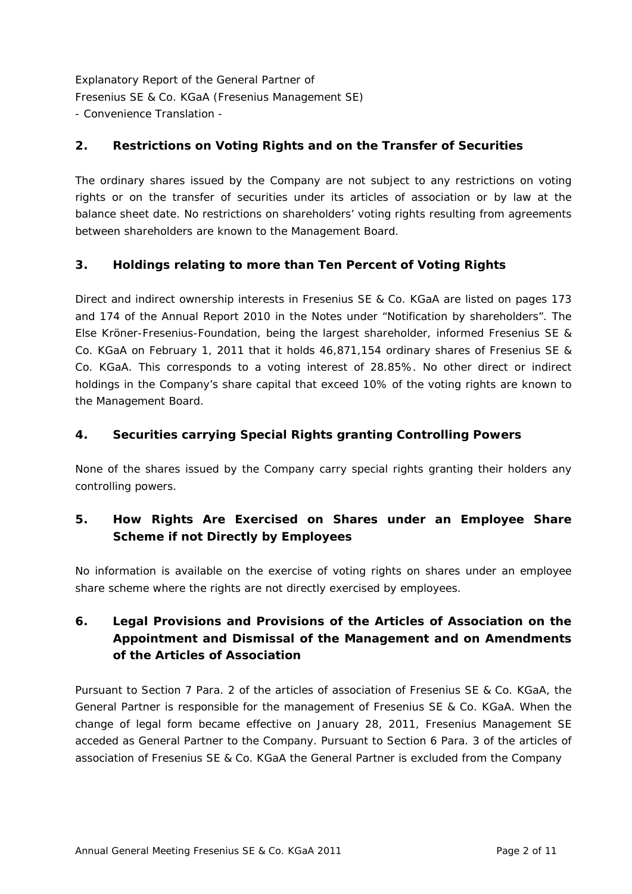## 2. Restrictions on Voting Rights and on the Transfer of Securities

The ordinary shares issued by the Company are not subject to any restrictions on voting rights or on the transfer of securities under its articles of association or by law at the balance sheet date. No restrictions on shareholders' voting rights resulting from agreements between shareholders are known to the Management Board.

## 3. Holdings relating to more than Ten Percent of Voting Rights

Direct and indirect ownership interests in Fresenius SE & Co. KGaA are listed on pages 173 and 174 of the Annual Report 2010 in the Notes under "Notification by shareholders". The Else Kröner-Fresenius-Foundation, being the largest shareholder, informed Fresenius SE & Co. KGaA on February 1, 2011 that it holds 46,871,154 ordinary shares of Fresenius SE & Co. KGaA. This corresponds to a voting interest of 28.85%. No other direct or indirect holdings in the Company's share capital that exceed 10% of the voting rights are known to the Management Board.

## 4. Securities carrying Special Rights granting Controlling Powers

None of the shares issued by the Company carry special rights granting their holders any controlling powers.

## 5. How Rights Are Exercised on Shares under an Employee Share Scheme if not Directly by Employees

No information is available on the exercise of voting rights on shares under an employee share scheme where the rights are not directly exercised by employees.

## 6. Legal Provisions and Provisions of the Articles of Association on the Appointment and Dismissal of the Management and on Amendments of the Articles of Association

Pursuant to Section 7 Para. 2 of the articles of association of Fresenius SE & Co. KGaA, the General Partner is responsible for the management of Fresenius SE & Co. KGaA. When the change of legal form became effective on January 28, 2011, Fresenius Management SE acceded as General Partner to the Company. Pursuant to Section 6 Para. 3 of the articles of association of Fresenius SE & Co. KGaA the General Partner is excluded from the Company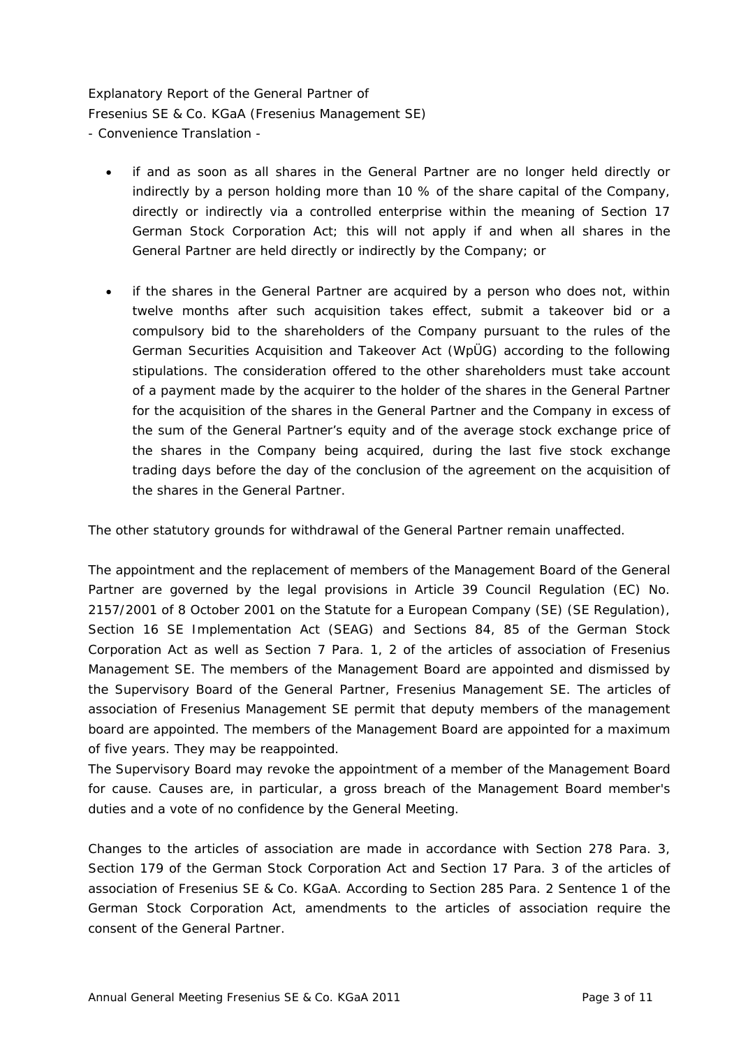- if and as soon as all shares in the General Partner are no longer held directly or indirectly by a person holding more than 10 % of the share capital of the Company, directly or indirectly via a controlled enterprise within the meaning of Section 17 German Stock Corporation Act; this will not apply if and when all shares in the General Partner are held directly or indirectly by the Company; or

- if the shares in the General Partner are acquired by a person who does not, within twelve months after such acquisition takes effect, submit a takeover bid or a compulsory bid to the shareholders of the Company pursuant to the rules of the German Securities Acquisition and Takeover Act (WpÜG) according to the following stipulations. The consideration offered to the other shareholders must take account of a payment made by the acquirer to the holder of the shares in the General Partner for the acquisition of the shares in the General Partner and the Company in excess of the sum of the General Partner's equity and of the average stock exchange price of the shares in the Company being acquired, during the last five stock exchange trading days before the day of the conclusion of the agreement on the acquisition of the shares in the General Partner.

The other statutory grounds for withdrawal of the General Partner remain unaffected.

The appointment and the replacement of members of the Management Board of the General Partner are governed by the legal provisions in Article 39 Council Regulation (EC) No. 2157/2001 of 8 October 2001 on the Statute for a European Company (SE) (SE Regulation), Section 16 SE Implementation Act (SEAG) and Sections 84, 85 of the German Stock Corporation Act as well as Section 7 Para. 1, 2 of the articles of association of Fresenius Management SE. The members of the Management Board are appointed and dismissed by the Supervisory Board of the General Partner, Fresenius Management SE. The articles of association of Fresenius Management SE permit that deputy members of the management board are appointed. The members of the Management Board are appointed for a maximum of five years. They may be reappointed.
The Supervisory Board may revoke the appointment of a member of the Management Board for cause. Causes are, in particular, a gross breach of the Management Board member's duties and a vote of no confidence by the General Meeting.

Changes to the articles of association are made in accordance with Section 278 Para. 3, Section 179 of the German Stock Corporation Act and Section 17 Para. 3 of the articles of association of Fresenius SE & Co. KGaA. According to Section 285 Para. 2 Sentence 1 of the German Stock Corporation Act, amendments to the articles of association require the consent of the General Partner.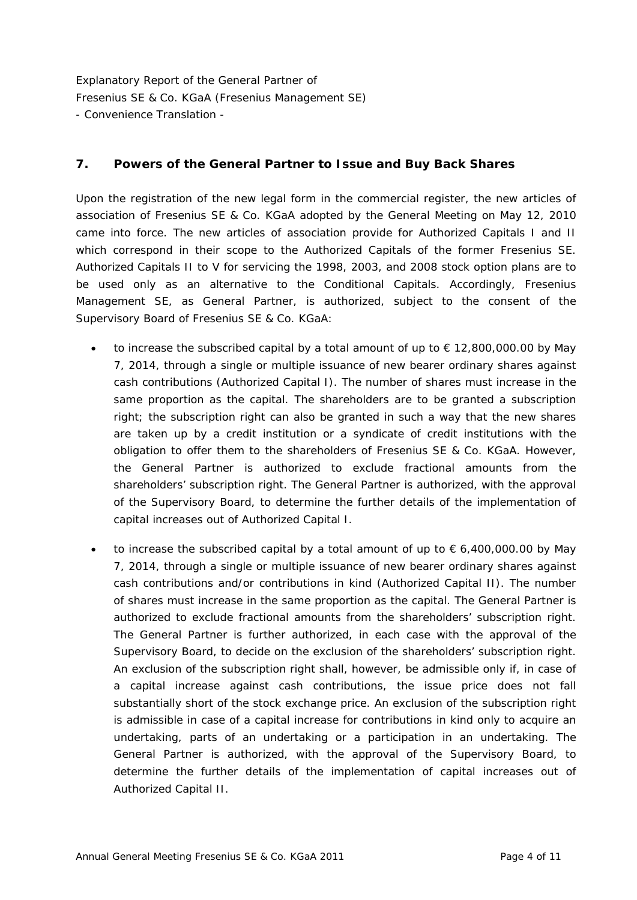Explanatory Report of the General Partner of
Fresenius SE & Co. KGaA (Fresenius Management SE)
- Convenience Translation -

## 7. Powers of the General Partner to Issue and Buy Back Shares

Upon the registration of the new legal form in the commercial register, the new articles of association of Fresenius SE & Co. KGaA adopted by the General Meeting on May 12, 2010 came into force. The new articles of association provide for Authorized Capitals I and II which correspond in their scope to the Authorized Capitals of the former Fresenius SE. Authorized Capitals II to V for servicing the 1998, 2003, and 2008 stock option plans are to be used only as an alternative to the Conditional Capitals. Accordingly, Fresenius Management SE, as General Partner, is authorized, subject to the consent of the Supervisory Board of Fresenius SE & Co. KGaA:

- to increase the subscribed capital by a total amount of up to € 12,800,000.00 by May 7, 2014, through a single or multiple issuance of new bearer ordinary shares against cash contributions (Authorized Capital I). The number of shares must increase in the same proportion as the capital. The shareholders are to be granted a subscription right; the subscription right can also be granted in such a way that the new shares are taken up by a credit institution or a syndicate of credit institutions with the obligation to offer them to the shareholders of Fresenius SE & Co. KGaA. However, the General Partner is authorized to exclude fractional amounts from the shareholders' subscription right. The General Partner is authorized, with the approval of the Supervisory Board, to determine the further details of the implementation of capital increases out of Authorized Capital I.

- to increase the subscribed capital by a total amount of up to € 6,400,000.00 by May 7, 2014, through a single or multiple issuance of new bearer ordinary shares against cash contributions and/or contributions in kind (Authorized Capital II). The number of shares must increase in the same proportion as the capital. The General Partner is authorized to exclude fractional amounts from the shareholders' subscription right. The General Partner is further authorized, in each case with the approval of the Supervisory Board, to decide on the exclusion of the shareholders' subscription right. An exclusion of the subscription right shall, however, be admissible only if, in case of a capital increase against cash contributions, the issue price does not fall substantially short of the stock exchange price. An exclusion of the subscription right is admissible in case of a capital increase for contributions in kind only to acquire an undertaking, parts of an undertaking or a participation in an undertaking. The General Partner is authorized, with the approval of the Supervisory Board, to determine the further details of the implementation of capital increases out of Authorized Capital II.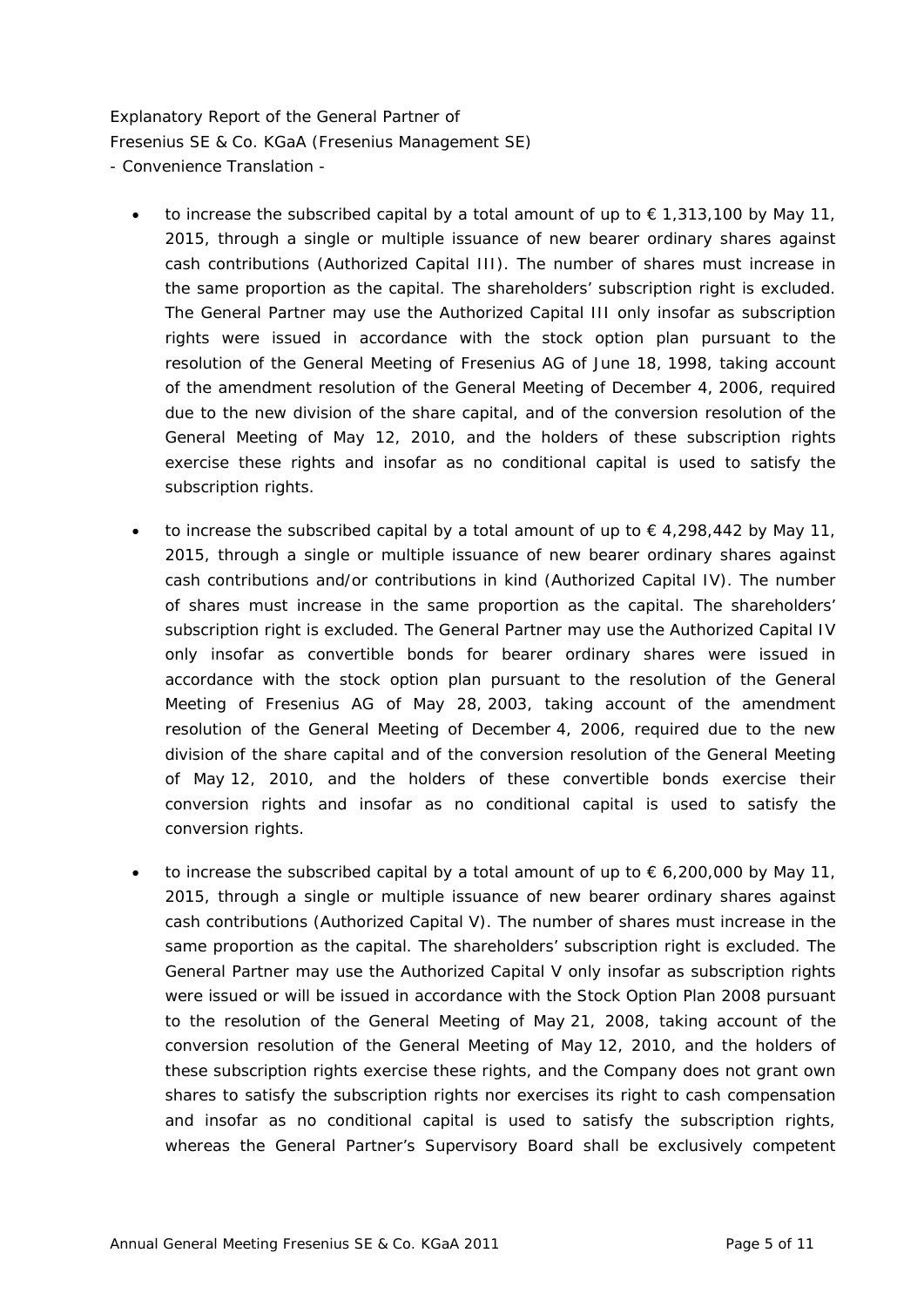- to increase the subscribed capital by a total amount of up to € 1,313,100 by May 11, 2015, through a single or multiple issuance of new bearer ordinary shares against cash contributions (Authorized Capital III). The number of shares must increase in the same proportion as the capital. The shareholders' subscription right is excluded. The General Partner may use the Authorized Capital III only insofar as subscription rights were issued in accordance with the stock option plan pursuant to the resolution of the General Meeting of Fresenius AG of June 18, 1998, taking account of the amendment resolution of the General Meeting of December 4, 2006, required due to the new division of the share capital, and of the conversion resolution of the General Meeting of May 12, 2010, and the holders of these subscription rights exercise these rights and insofar as no conditional capital is used to satisfy the subscription rights.

- to increase the subscribed capital by a total amount of up to € 4,298,442 by May 11, 2015, through a single or multiple issuance of new bearer ordinary shares against cash contributions and/or contributions in kind (Authorized Capital IV). The number of shares must increase in the same proportion as the capital. The shareholders' subscription right is excluded. The General Partner may use the Authorized Capital IV only insofar as convertible bonds for bearer ordinary shares were issued in accordance with the stock option plan pursuant to the resolution of the General Meeting of Fresenius AG of May 28, 2003, taking account of the amendment resolution of the General Meeting of December 4, 2006, required due to the new division of the share capital and of the conversion resolution of the General Meeting of May 12, 2010, and the holders of these convertible bonds exercise their conversion rights and insofar as no conditional capital is used to satisfy the conversion rights.

- to increase the subscribed capital by a total amount of up to € 6,200,000 by May 11, 2015, through a single or multiple issuance of new bearer ordinary shares against cash contributions (Authorized Capital V). The number of shares must increase in the same proportion as the capital. The shareholders' subscription right is excluded. The General Partner may use the Authorized Capital V only insofar as subscription rights were issued or will be issued in accordance with the Stock Option Plan 2008 pursuant to the resolution of the General Meeting of May 21, 2008, taking account of the conversion resolution of the General Meeting of May 12, 2010, and the holders of these subscription rights exercise these rights, and the Company does not grant own shares to satisfy the subscription rights nor exercises its right to cash compensation and insofar as no conditional capital is used to satisfy the subscription rights, whereas the General Partner's Supervisory Board shall be exclusively competent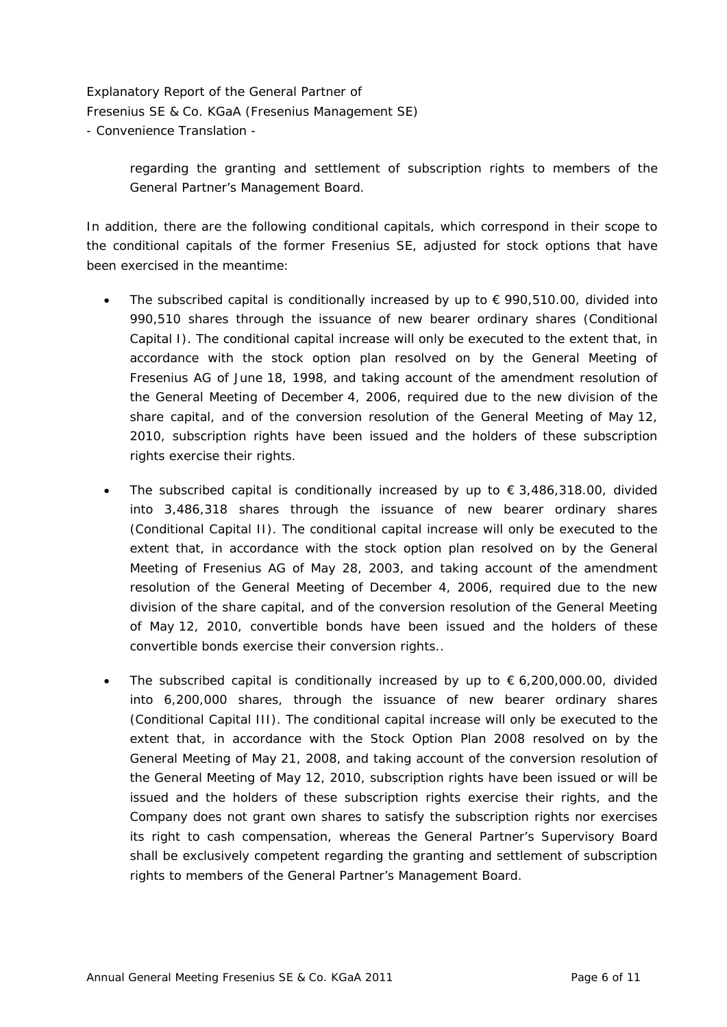regarding the granting and settlement of subscription rights to members of the General Partner's Management Board.

In addition, there are the following conditional capitals, which correspond in their scope to the conditional capitals of the former Fresenius SE, adjusted for stock options that have been exercised in the meantime:

- The subscribed capital is conditionally increased by up to € 990,510.00, divided into 990,510 shares through the issuance of new bearer ordinary shares (Conditional Capital I). The conditional capital increase will only be executed to the extent that, in accordance with the stock option plan resolved on by the General Meeting of Fresenius AG of June 18, 1998, and taking account of the amendment resolution of the General Meeting of December 4, 2006, required due to the new division of the share capital, and of the conversion resolution of the General Meeting of May 12, 2010, subscription rights have been issued and the holders of these subscription rights exercise their rights.

- The subscribed capital is conditionally increased by up to € 3,486,318.00, divided into 3,486,318 shares through the issuance of new bearer ordinary shares (Conditional Capital II). The conditional capital increase will only be executed to the extent that, in accordance with the stock option plan resolved on by the General Meeting of Fresenius AG of May 28, 2003, and taking account of the amendment resolution of the General Meeting of December 4, 2006, required due to the new division of the share capital, and of the conversion resolution of the General Meeting of May 12, 2010, convertible bonds have been issued and the holders of these convertible bonds exercise their conversion rights..

- The subscribed capital is conditionally increased by up to € 6,200,000.00, divided into 6,200,000 shares, through the issuance of new bearer ordinary shares (Conditional Capital III). The conditional capital increase will only be executed to the extent that, in accordance with the Stock Option Plan 2008 resolved on by the General Meeting of May 21, 2008, and taking account of the conversion resolution of the General Meeting of May 12, 2010, subscription rights have been issued or will be issued and the holders of these subscription rights exercise their rights, and the Company does not grant own shares to satisfy the subscription rights nor exercises its right to cash compensation, whereas the General Partner's Supervisory Board shall be exclusively competent regarding the granting and settlement of subscription rights to members of the General Partner's Management Board.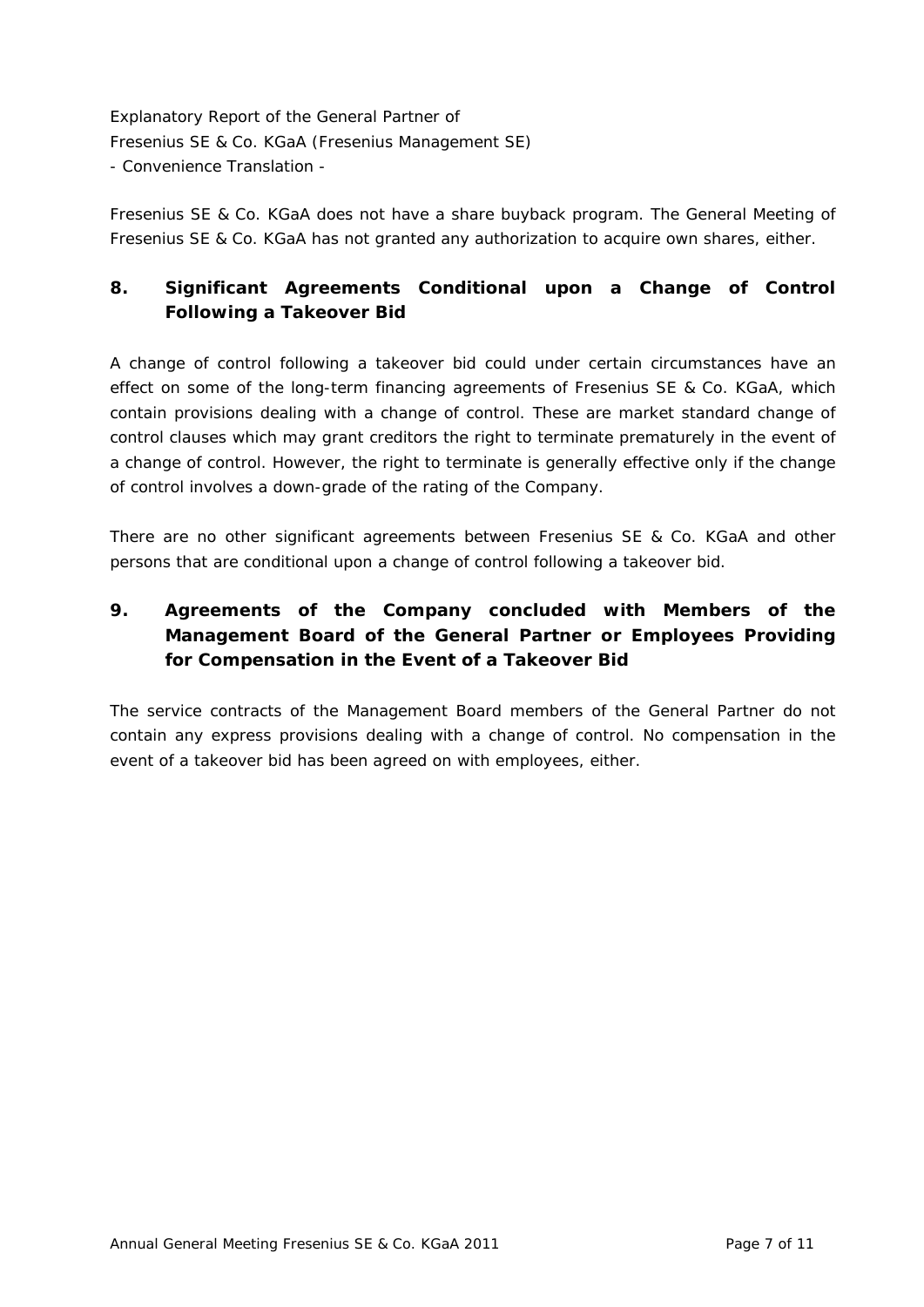Fresenius SE & Co. KGaA does not have a share buyback program. The General Meeting of Fresenius SE & Co. KGaA has not granted any authorization to acquire own shares, either.

## 8. Significant Agreements Conditional upon a Change of Control Following a Takeover Bid

A change of control following a takeover bid could under certain circumstances have an effect on some of the long-term financing agreements of Fresenius SE & Co. KGaA, which contain provisions dealing with a change of control. These are market standard change of control clauses which may grant creditors the right to terminate prematurely in the event of a change of control. However, the right to terminate is generally effective only if the change of control involves a down-grade of the rating of the Company.

There are no other significant agreements between Fresenius SE & Co. KGaA and other persons that are conditional upon a change of control following a takeover bid.

## 9. Agreements of the Company concluded with Members of the Management Board of the General Partner or Employees Providing for Compensation in the Event of a Takeover Bid

The service contracts of the Management Board members of the General Partner do not contain any express provisions dealing with a change of control. No compensation in the event of a takeover bid has been agreed on with employees, either.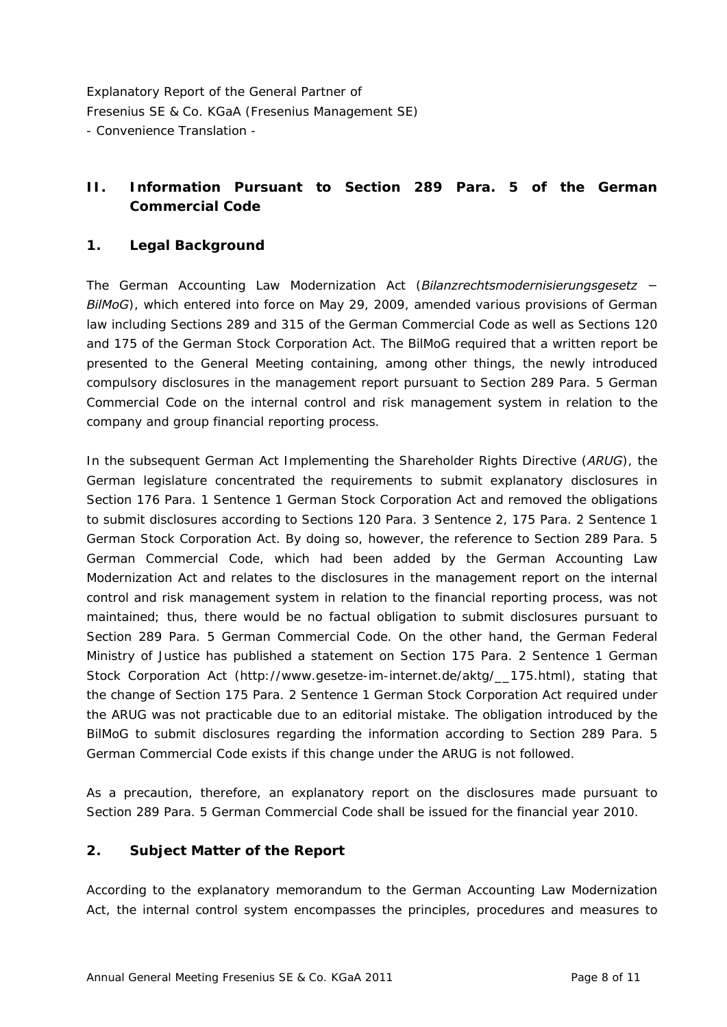Explanatory Report of the General Partner of
Fresenius SE & Co. KGaA (Fresenius Management SE)
- Convenience Translation -

## II. Information Pursuant to Section 289 Para. 5 of the German Commercial Code

### 1. Legal Background

The German Accounting Law Modernization Act (*Bilanzrechtsmodernisierungsgesetz – BilMoG*), which entered into force on May 29, 2009, amended various provisions of German law including Sections 289 and 315 of the German Commercial Code as well as Sections 120 and 175 of the German Stock Corporation Act. The BilMoG required that a written report be presented to the General Meeting containing, among other things, the newly introduced compulsory disclosures in the management report pursuant to Section 289 Para. 5 German Commercial Code on the internal control and risk management system in relation to the company and group financial reporting process.

In the subsequent German Act Implementing the Shareholder Rights Directive (*ARUG*), the German legislature concentrated the requirements to submit explanatory disclosures in Section 176 Para. 1 Sentence 1 German Stock Corporation Act and removed the obligations to submit disclosures according to Sections 120 Para. 3 Sentence 2, 175 Para. 2 Sentence 1 German Stock Corporation Act. By doing so, however, the reference to Section 289 Para. 5 German Commercial Code, which had been added by the German Accounting Law Modernization Act and relates to the disclosures in the management report on the internal control and risk management system in relation to the financial reporting process, was not maintained; thus, there would be no factual obligation to submit disclosures pursuant to Section 289 Para. 5 German Commercial Code. On the other hand, the German Federal Ministry of Justice has published a statement on Section 175 Para. 2 Sentence 1 German Stock Corporation Act (http://www.gesetze-im-internet.de/aktg/__175.html), stating that the change of Section 175 Para. 2 Sentence 1 German Stock Corporation Act required under the ARUG was not practicable due to an editorial mistake. The obligation introduced by the BilMoG to submit disclosures regarding the information according to Section 289 Para. 5 German Commercial Code exists if this change under the ARUG is not followed.

As a precaution, therefore, an explanatory report on the disclosures made pursuant to Section 289 Para. 5 German Commercial Code shall be issued for the financial year 2010.

### 2. Subject Matter of the Report

According to the explanatory memorandum to the German Accounting Law Modernization Act, the internal control system encompasses the principles, procedures and measures to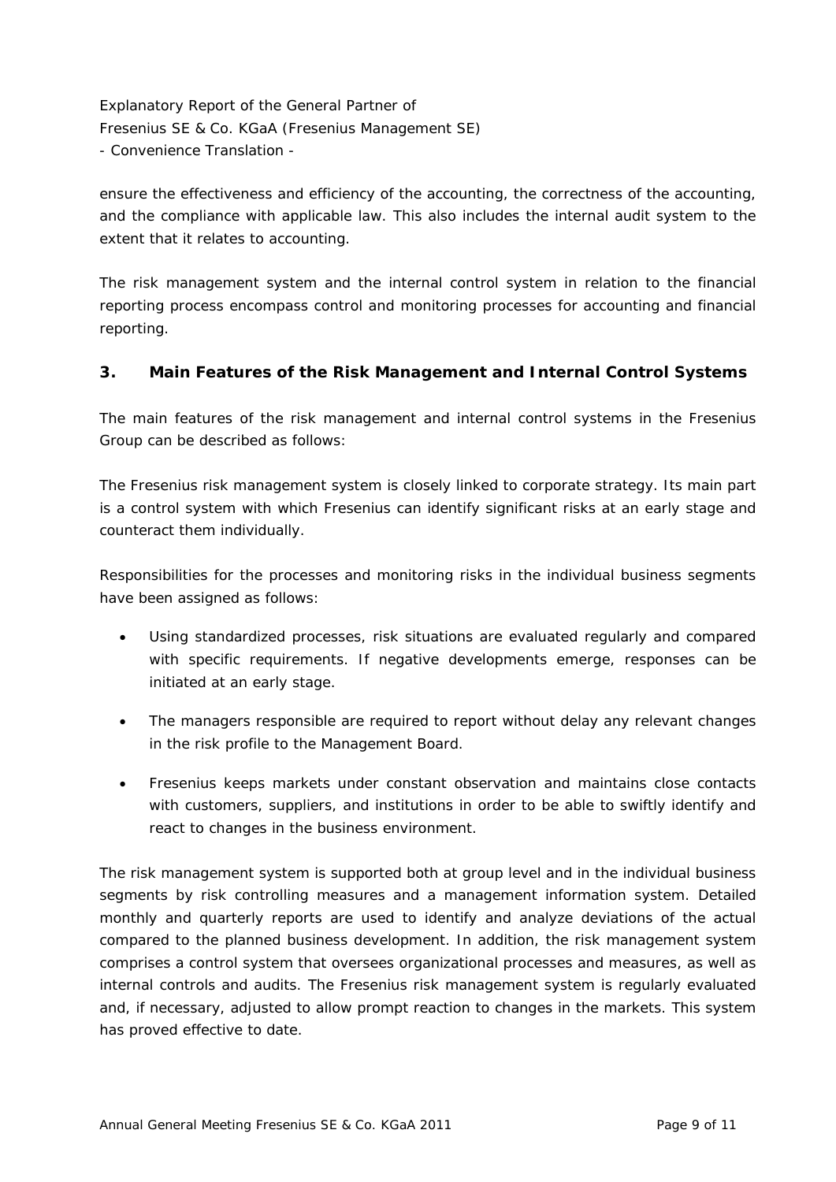ensure the effectiveness and efficiency of the accounting, the correctness of the accounting, and the compliance with applicable law. This also includes the internal audit system to the extent that it relates to accounting.

The risk management system and the internal control system in relation to the financial reporting process encompass control and monitoring processes for accounting and financial reporting.

## 3. Main Features of the Risk Management and Internal Control Systems

The main features of the risk management and internal control systems in the Fresenius Group can be described as follows:

The Fresenius risk management system is closely linked to corporate strategy. Its main part is a control system with which Fresenius can identify significant risks at an early stage and counteract them individually.

Responsibilities for the processes and monitoring risks in the individual business segments have been assigned as follows:

- Using standardized processes, risk situations are evaluated regularly and compared with specific requirements. If negative developments emerge, responses can be initiated at an early stage.
- The managers responsible are required to report without delay any relevant changes in the risk profile to the Management Board.
- Fresenius keeps markets under constant observation and maintains close contacts with customers, suppliers, and institutions in order to be able to swiftly identify and react to changes in the business environment.

The risk management system is supported both at group level and in the individual business segments by risk controlling measures and a management information system. Detailed monthly and quarterly reports are used to identify and analyze deviations of the actual compared to the planned business development. In addition, the risk management system comprises a control system that oversees organizational processes and measures, as well as internal controls and audits. The Fresenius risk management system is regularly evaluated and, if necessary, adjusted to allow prompt reaction to changes in the markets. This system has proved effective to date.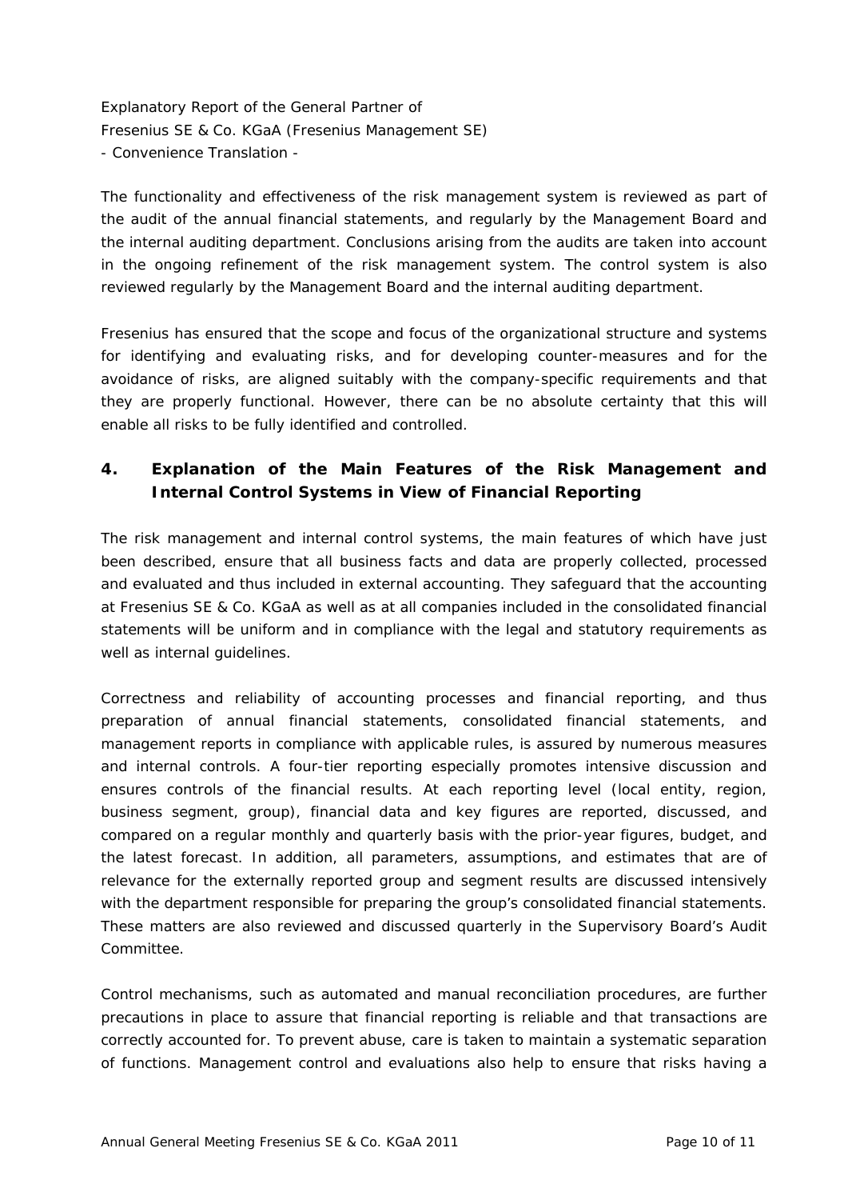Explanatory Report of the General Partner of
Fresenius SE & Co. KGaA (Fresenius Management SE)
- Convenience Translation -

The functionality and effectiveness of the risk management system is reviewed as part of the audit of the annual financial statements, and regularly by the Management Board and the internal auditing department. Conclusions arising from the audits are taken into account in the ongoing refinement of the risk management system. The control system is also reviewed regularly by the Management Board and the internal auditing department.

Fresenius has ensured that the scope and focus of the organizational structure and systems for identifying and evaluating risks, and for developing counter-measures and for the avoidance of risks, are aligned suitably with the company-specific requirements and that they are properly functional. However, there can be no absolute certainty that this will enable all risks to be fully identified and controlled.

## 4. Explanation of the Main Features of the Risk Management and Internal Control Systems in View of Financial Reporting

The risk management and internal control systems, the main features of which have just been described, ensure that all business facts and data are properly collected, processed and evaluated and thus included in external accounting. They safeguard that the accounting at Fresenius SE & Co. KGaA as well as at all companies included in the consolidated financial statements will be uniform and in compliance with the legal and statutory requirements as well as internal guidelines.

Correctness and reliability of accounting processes and financial reporting, and thus preparation of annual financial statements, consolidated financial statements, and management reports in compliance with applicable rules, is assured by numerous measures and internal controls. A four-tier reporting especially promotes intensive discussion and ensures controls of the financial results. At each reporting level (local entity, region, business segment, group), financial data and key figures are reported, discussed, and compared on a regular monthly and quarterly basis with the prior-year figures, budget, and the latest forecast. In addition, all parameters, assumptions, and estimates that are of relevance for the externally reported group and segment results are discussed intensively with the department responsible for preparing the group's consolidated financial statements. These matters are also reviewed and discussed quarterly in the Supervisory Board's Audit Committee.

Control mechanisms, such as automated and manual reconciliation procedures, are further precautions in place to assure that financial reporting is reliable and that transactions are correctly accounted for. To prevent abuse, care is taken to maintain a systematic separation of functions. Management control and evaluations also help to ensure that risks having a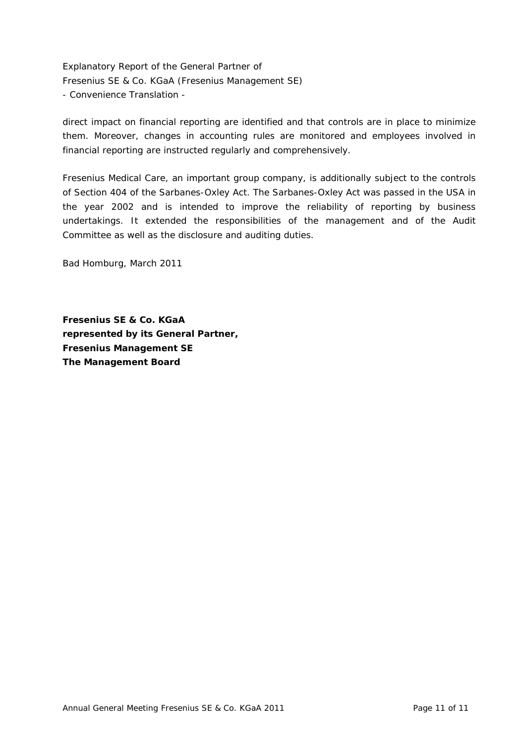direct impact on financial reporting are identified and that controls are in place to minimize them. Moreover, changes in accounting rules are monitored and employees involved in financial reporting are instructed regularly and comprehensively.

Fresenius Medical Care, an important group company, is additionally subject to the controls of Section 404 of the Sarbanes-Oxley Act. The Sarbanes-Oxley Act was passed in the USA in the year 2002 and is intended to improve the reliability of reporting by business undertakings. It extended the responsibilities of the management and of the Audit Committee as well as the disclosure and auditing duties.

Bad Homburg, March 2011

**Fresenius SE & Co. KGaA**
**represented by its General Partner,**
**Fresenius Management SE**
**The Management Board**